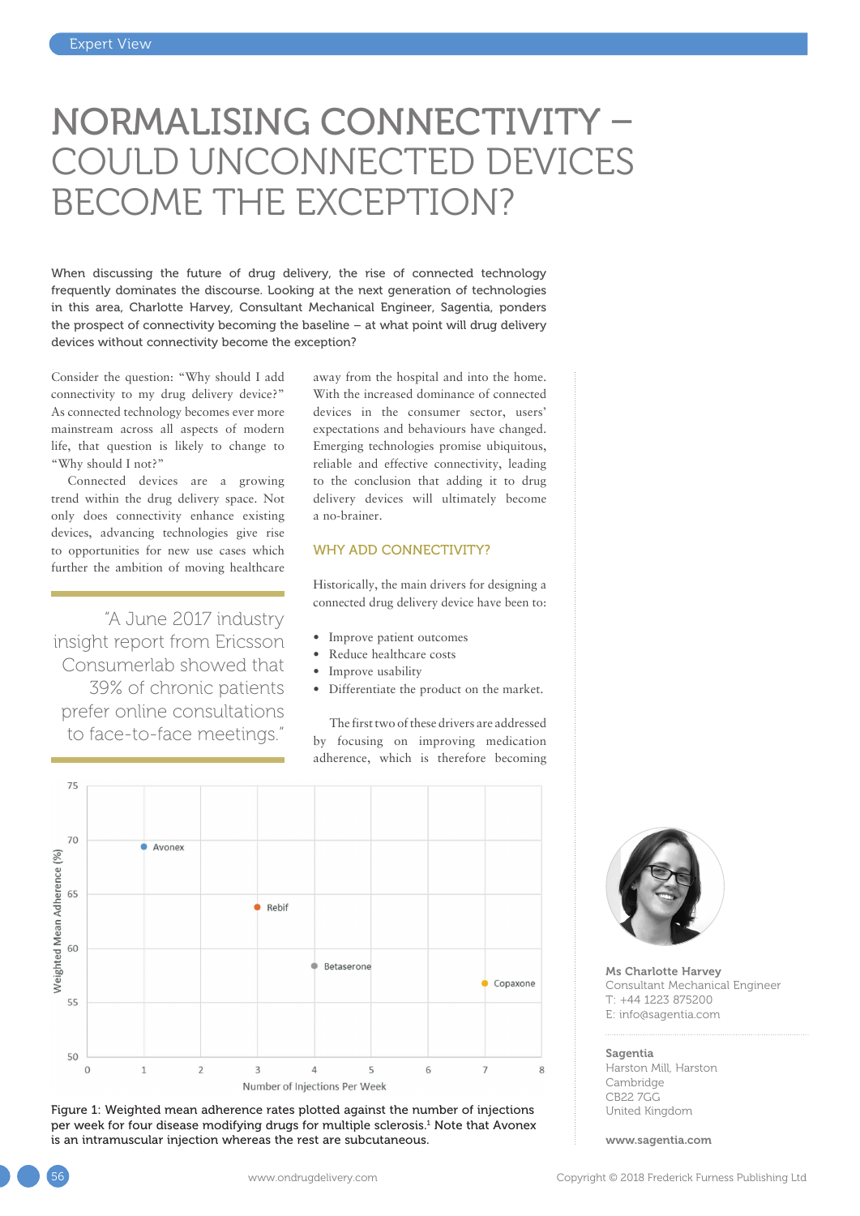# NORMALISING CONNECTIVITY – COULD UNCONNECTED DEVICES BECOME THE EXCEPTION?

**When discussing the future of drug delivery, the rise of connected technology frequently dominates the discourse. Looking at the next generation of technologies in this area, Charlotte Harvey, Consultant Mechanical Engineer, Sagentia, ponders the prospect of connectivity becoming the baseline – at what point will drug delivery devices without connectivity become the exception?**

Consider the question: "Why should I add connectivity to my drug delivery device?" As connected technology becomes ever more mainstream across all aspects of modern life, that question is likely to change to "Why should I not?"

Connected devices are a growing trend within the drug delivery space. Not only does connectivity enhance existing devices, advancing technologies give rise to opportunities for new use cases which further the ambition of moving healthcare away from the hospital and into the home. With the increased dominance of connected devices in the consumer sector, users' expectations and behaviours have changed. Emerging technologies promise ubiquitous, reliable and effective connectivity, leading to the conclusion that adding it to drug delivery devices will ultimately become a no-brainer.

> "A June 2017 industry insight report from Ericsson Consumerlab showed that 39% of chronic patients prefer online consultations to face-to-face meetings."

## WHY ADD CONNECTIVITY?

Historically, the main drivers for designing a connected drug delivery device have been to:

- Improve patient outcomes
- Reduce healthcare costs
- Improve usability
- Differentiate the product on the market.

The first two of these drivers are addressed by focusing on improving medication adherence, which is therefore becoming

Figure 1: Weighted mean adherence rates plotted against the number of injections per week for four disease modifying drugs for multiple sclerosis.[1] Note that Avonex is an intramuscular injection whereas the rest are subcutaneous.

**Ms Charlotte Harvey**
Consultant Mechanical Engineer
T: +44 1223 875200
E: info@sagentia.com

**Sagentia**
Harston Mill, Harston
Cambridge
CB22 7GG
United Kingdom

**www.sagentia.com**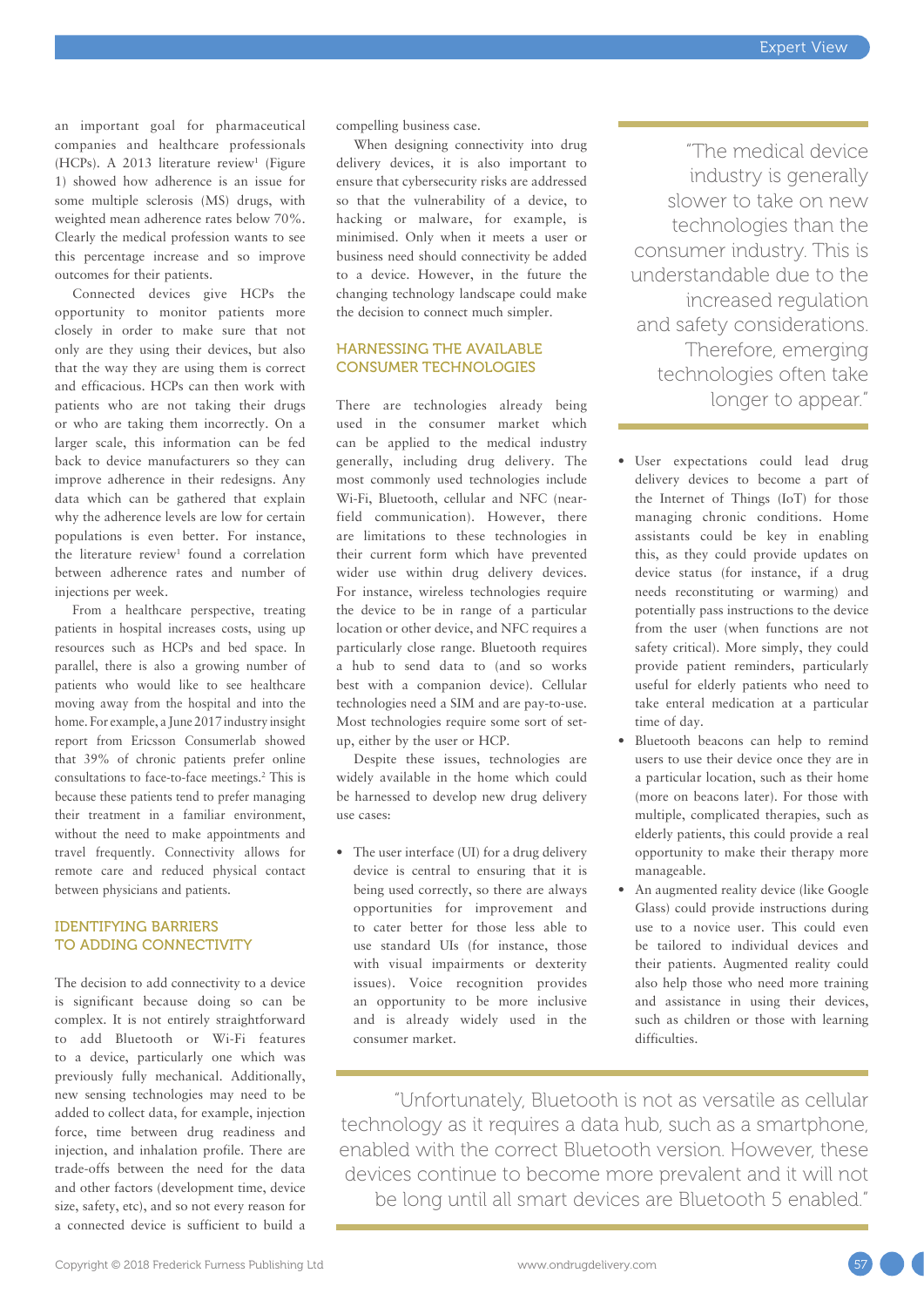an important goal for pharmaceutical companies and healthcare professionals (HCPs). A 2013 literature review[1] (Figure 1) showed how adherence is an issue for some multiple sclerosis (MS) drugs, with weighted mean adherence rates below 70%. Clearly the medical profession wants to see this percentage increase and so improve outcomes for their patients.

Connected devices give HCPs the opportunity to monitor patients more closely in order to make sure that not only are they using their devices, but also that the way they are using them is correct and efficacious. HCPs can then work with patients who are not taking their drugs or who are taking them incorrectly. On a larger scale, this information can be fed back to device manufacturers so they can improve adherence in their redesigns. Any data which can be gathered that explain why the adherence levels are low for certain populations is even better. For instance, the literature review[1] found a correlation between adherence rates and number of injections per week.

From a healthcare perspective, treating patients in hospital increases costs, using up resources such as HCPs and bed space. In parallel, there is also a growing number of patients who would like to see healthcare moving away from the hospital and into the home. For example, a June 2017 industry insight report from Ericsson Consumerlab showed that 39% of chronic patients prefer online consultations to face-to-face meetings.[2] This is because these patients tend to prefer managing their treatment in a familiar environment, without the need to make appointments and travel frequently. Connectivity allows for remote care and reduced physical contact between physicians and patients.

## IDENTIFYING BARRIERS TO ADDING CONNECTIVITY

The decision to add connectivity to a device is significant because doing so can be complex. It is not entirely straightforward to add Bluetooth or Wi-Fi features to a device, particularly one which was previously fully mechanical. Additionally, new sensing technologies may need to be added to collect data, for example, injection force, time between drug readiness and injection, and inhalation profile. There are trade-offs between the need for the data and other factors (development time, device size, safety, etc), and so not every reason for a connected device is sufficient to build a compelling business case.

When designing connectivity into drug delivery devices, it is also important to ensure that cybersecurity risks are addressed so that the vulnerability of a device, to hacking or malware, for example, is minimised. Only when it meets a user or business need should connectivity be added to a device. However, in the future the changing technology landscape could make the decision to connect much simpler.

## HARNESSING THE AVAILABLE CONSUMER TECHNOLOGIES

There are technologies already being used in the consumer market which can be applied to the medical industry generally, including drug delivery. The most commonly used technologies include Wi-Fi, Bluetooth, cellular and NFC (near-field communication). However, there are limitations to these technologies in their current form which have prevented wider use within drug delivery devices. For instance, wireless technologies require the device to be in range of a particular location or other device, and NFC requires a particularly close range. Bluetooth requires a hub to send data to (and so works best with a companion device). Cellular technologies need a SIM and are pay-to-use. Most technologies require some sort of set-up, either by the user or HCP.

Despite these issues, technologies are widely available in the home which could be harnessed to develop new drug delivery use cases:

- The user interface (UI) for a drug delivery device is central to ensuring that it is being used correctly, so there are always opportunities for improvement and to cater better for those less able to use standard UIs (for instance, those with visual impairments or dexterity issues). Voice recognition provides an opportunity to be more inclusive and is already widely used in the consumer market.
- User expectations could lead drug delivery devices to become a part of the Internet of Things (IoT) for those managing chronic conditions. Home assistants could be key in enabling this, as they could provide updates on device status (for instance, if a drug needs reconstituting or warming) and potentially pass instructions to the device from the user (when functions are not safety critical). More simply, they could provide patient reminders, particularly useful for elderly patients who need to take enteral medication at a particular time of day.
- Bluetooth beacons can help to remind users to use their device once they are in a particular location, such as their home (more on beacons later). For those with multiple, complicated therapies, such as elderly patients, this could provide a real opportunity to make their therapy more manageable.
- An augmented reality device (like Google Glass) could provide instructions during use to a novice user. This could even be tailored to individual devices and their patients. Augmented reality could also help those who need more training and assistance in using their devices, such as children or those with learning difficulties.

> "The medical device industry is generally slower to take on new technologies than the consumer industry. This is understandable due to the increased regulation and safety considerations. Therefore, emerging technologies often take longer to appear."

> "Unfortunately, Bluetooth is not as versatile as cellular technology as it requires a data hub, such as a smartphone, enabled with the correct Bluetooth version. However, these devices continue to become more prevalent and it will not be long until all smart devices are Bluetooth 5 enabled."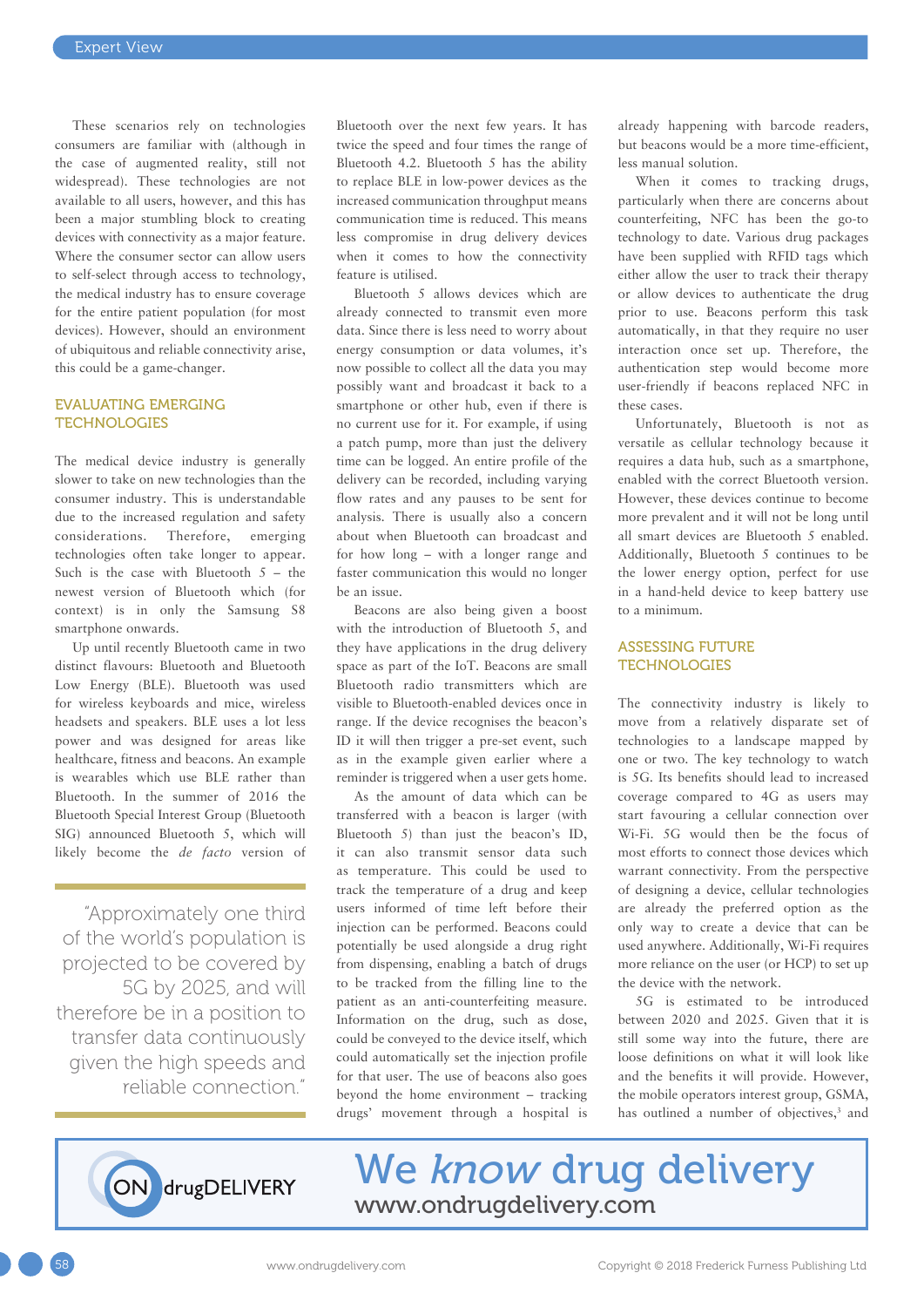These scenarios rely on technologies consumers are familiar with (although in the case of augmented reality, still not widespread). These technologies are not available to all users, however, and this has been a major stumbling block to creating devices with connectivity as a major feature. Where the consumer sector can allow users to self-select through access to technology, the medical industry has to ensure coverage for the entire patient population (for most devices). However, should an environment of ubiquitous and reliable connectivity arise, this could be a game-changer.

## EVALUATING EMERGING TECHNOLOGIES

The medical device industry is generally slower to take on new technologies than the consumer industry. This is understandable due to the increased regulation and safety considerations. Therefore, emerging technologies often take longer to appear. Such is the case with Bluetooth 5 – the newest version of Bluetooth which (for context) is in only the Samsung S8 smartphone onwards.

Up until recently Bluetooth came in two distinct flavours: Bluetooth and Bluetooth Low Energy (BLE). Bluetooth was used for wireless keyboards and mice, wireless headsets and speakers. BLE uses a lot less power and was designed for areas like healthcare, fitness and beacons. An example is wearables which use BLE rather than Bluetooth. In the summer of 2016 the Bluetooth Special Interest Group (Bluetooth SIG) announced Bluetooth 5, which will likely become the *de facto* version of Bluetooth over the next few years. It has twice the speed and four times the range of Bluetooth 4.2. Bluetooth 5 has the ability to replace BLE in low-power devices as the increased communication throughput means communication time is reduced. This means less compromise in drug delivery devices when it comes to how the connectivity feature is utilised.

> "Approximately one third of the world's population is projected to be covered by 5G by 2025, and will therefore be in a position to transfer data continuously given the high speeds and reliable connection."

Bluetooth 5 allows devices which are already connected to transmit even more data. Since there is less need to worry about energy consumption or data volumes, it's now possible to collect all the data you may possibly want and broadcast it back to a smartphone or other hub, even if there is no current use for it. For example, if using a patch pump, more than just the delivery time can be logged. An entire profile of the delivery can be recorded, including varying flow rates and any pauses to be sent for analysis. There is usually also a concern about when Bluetooth can broadcast and for how long – with a longer range and faster communication this would no longer be an issue.

Beacons are also being given a boost with the introduction of Bluetooth 5, and they have applications in the drug delivery space as part of the IoT. Beacons are small Bluetooth radio transmitters which are visible to Bluetooth-enabled devices once in range. If the device recognises the beacon's ID it will then trigger a pre-set event, such as in the example given earlier where a reminder is triggered when a user gets home.

As the amount of data which can be transferred with a beacon is larger (with Bluetooth 5) than just the beacon's ID, it can also transmit sensor data such as temperature. This could be used to track the temperature of a drug and keep users informed of time left before their injection can be performed. Beacons could potentially be used alongside a drug right from dispensing, enabling a batch of drugs to be tracked from the filling line to the patient as an anti-counterfeiting measure. Information on the drug, such as dose, could be conveyed to the device itself, which could automatically set the injection profile for that user. The use of beacons also goes beyond the home environment – tracking drugs' movement through a hospital is already happening with barcode readers, but beacons would be a more time-efficient, less manual solution.

When it comes to tracking drugs, particularly when there are concerns about counterfeiting, NFC has been the go-to technology to date. Various drug packages have been supplied with RFID tags which either allow the user to track their therapy or allow devices to authenticate the drug prior to use. Beacons perform this task automatically, in that they require no user interaction once set up. Therefore, the authentication step would become more user-friendly if beacons replaced NFC in these cases.

Unfortunately, Bluetooth is not as versatile as cellular technology because it requires a data hub, such as a smartphone, enabled with the correct Bluetooth version. However, these devices continue to become more prevalent and it will not be long until all smart devices are Bluetooth 5 enabled. Additionally, Bluetooth 5 continues to be the lower energy option, perfect for use in a hand-held device to keep battery use to a minimum.

## ASSESSING FUTURE TECHNOLOGIES

The connectivity industry is likely to move from a relatively disparate set of technologies to a landscape mapped by one or two. The key technology to watch is 5G. Its benefits should lead to increased coverage compared to 4G as users may start favouring a cellular connection over Wi-Fi. 5G would then be the focus of most efforts to connect those devices which warrant connectivity. From the perspective of designing a device, cellular technologies are already the preferred option as the only way to create a device that can be used anywhere. Additionally, Wi-Fi requires more reliance on the user (or HCP) to set up the device with the network.

5G is estimated to be introduced between 2020 and 2025. Given that it is still some way into the future, there are loose definitions on what it will look like and the benefits it will provide. However, the mobile operators interest group, GSMA, has outlined a number of objectives,[3] and

**ON drugDELIVERY** — We *know* drug delivery — www.ondrugdelivery.com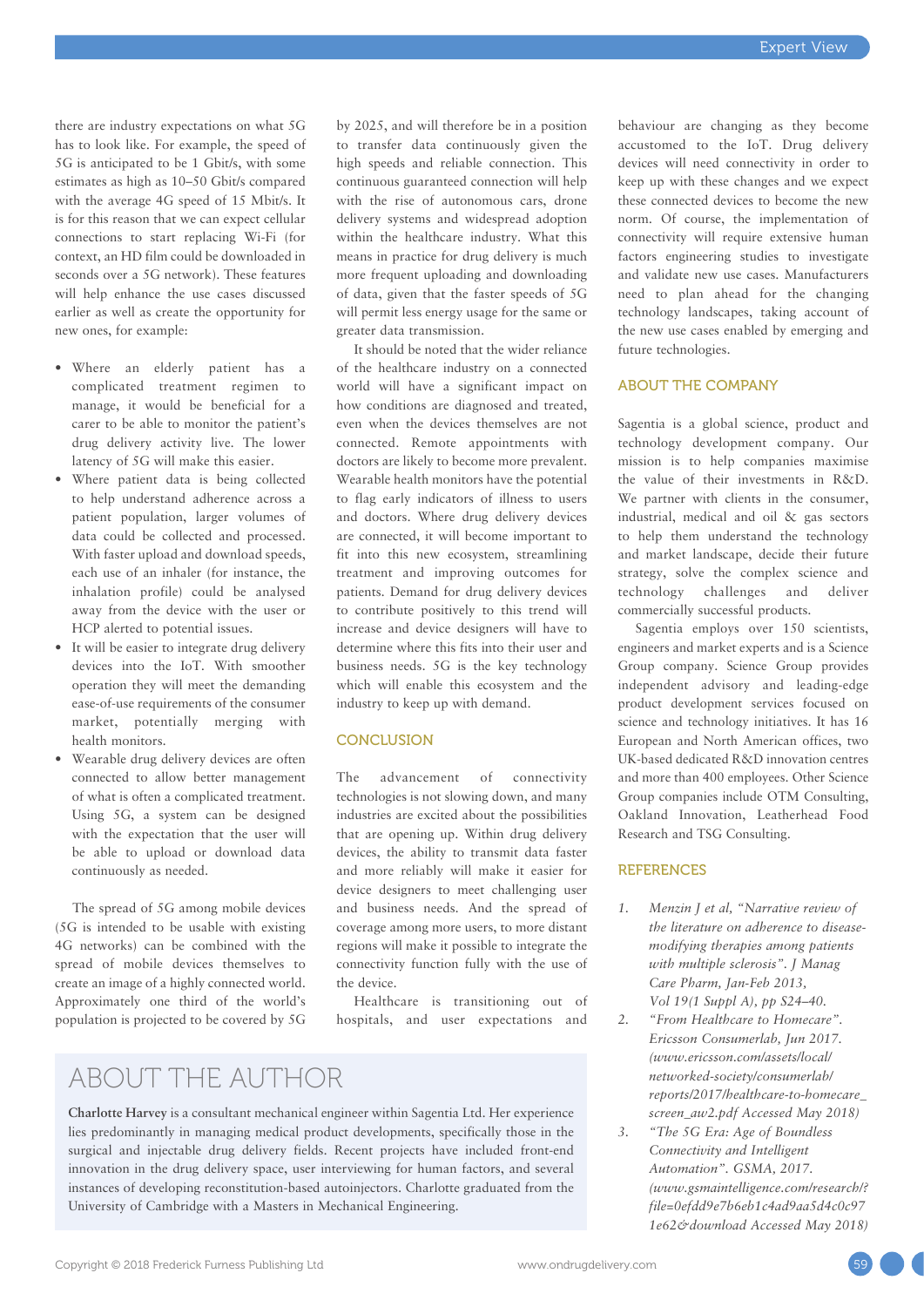there are industry expectations on what 5G has to look like. For example, the speed of 5G is anticipated to be 1 Gbit/s, with some estimates as high as 10–50 Gbit/s compared with the average 4G speed of 15 Mbit/s. It is for this reason that we can expect cellular connections to start replacing Wi-Fi (for context, an HD film could be downloaded in seconds over a 5G network). These features will help enhance the use cases discussed earlier as well as create the opportunity for new ones, for example:

- Where an elderly patient has a complicated treatment regimen to manage, it would be beneficial for a carer to be able to monitor the patient's drug delivery activity live. The lower latency of 5G will make this easier.
- Where patient data is being collected to help understand adherence across a patient population, larger volumes of data could be collected and processed. With faster upload and download speeds, each use of an inhaler (for instance, the inhalation profile) could be analysed away from the device with the user or HCP alerted to potential issues.
- It will be easier to integrate drug delivery devices into the IoT. With smoother operation they will meet the demanding ease-of-use requirements of the consumer market, potentially merging with health monitors.
- Wearable drug delivery devices are often connected to allow better management of what is often a complicated treatment. Using 5G, a system can be designed with the expectation that the user will be able to upload or download data continuously as needed.

The spread of 5G among mobile devices (5G is intended to be usable with existing 4G networks) can be combined with the spread of mobile devices themselves to create an image of a highly connected world. Approximately one third of the world's population is projected to be covered by 5G by 2025, and will therefore be in a position to transfer data continuously given the high speeds and reliable connection. This continuous guaranteed connection will help with the rise of autonomous cars, drone delivery systems and widespread adoption within the healthcare industry. What this means in practice for drug delivery is much more frequent uploading and downloading of data, given that the faster speeds of 5G will permit less energy usage for the same or greater data transmission.

It should be noted that the wider reliance of the healthcare industry on a connected world will have a significant impact on how conditions are diagnosed and treated, even when the devices themselves are not connected. Remote appointments with doctors are likely to become more prevalent. Wearable health monitors have the potential to flag early indicators of illness to users and doctors. Where drug delivery devices are connected, it will become important to fit into this new ecosystem, streamlining treatment and improving outcomes for patients. Demand for drug delivery devices to contribute positively to this trend will increase and device designers will have to determine where this fits into their user and business needs. 5G is the key technology which will enable this ecosystem and the industry to keep up with demand.

## CONCLUSION

The advancement of connectivity technologies is not slowing down, and many industries are excited about the possibilities that are opening up. Within drug delivery devices, the ability to transmit data faster and more reliably will make it easier for device designers to meet challenging user and business needs. And the spread of coverage among more users, to more distant regions will make it possible to integrate the connectivity function fully with the use of the device.

Healthcare is transitioning out of hospitals, and user expectations and behaviour are changing as they become accustomed to the IoT. Drug delivery devices will need connectivity in order to keep up with these changes and we expect these connected devices to become the new norm. Of course, the implementation of connectivity will require extensive human factors engineering studies to investigate and validate new use cases. Manufacturers need to plan ahead for the changing technology landscapes, taking account of the new use cases enabled by emerging and future technologies.

## ABOUT THE COMPANY

Sagentia is a global science, product and technology development company. Our mission is to help companies maximise the value of their investments in R&D. We partner with clients in the consumer, industrial, medical and oil & gas sectors to help them understand the technology and market landscape, decide their future strategy, solve the complex science and technology challenges and deliver commercially successful products.

Sagentia employs over 150 scientists, engineers and market experts and is a Science Group company. Science Group provides independent advisory and leading-edge product development services focused on science and technology initiatives. It has 16 European and North American offices, two UK-based dedicated R&D innovation centres and more than 400 employees. Other Science Group companies include OTM Consulting, Oakland Innovation, Leatherhead Food Research and TSG Consulting.

## REFERENCES

1. *Menzin J et al, "Narrative review of the literature on adherence to disease-modifying therapies among patients with multiple sclerosis". J Manag Care Pharm, Jan-Feb 2013, Vol 19(1 Suppl A), pp S24–40.*
2. *"From Healthcare to Homecare". Ericsson Consumerlab, Jun 2017. (www.ericsson.com/assets/local/networked-society/consumerlab/reports/2017/healthcare-to-homecare_screen_aw2.pdf Accessed May 2018)*
3. *"The 5G Era: Age of Boundless Connectivity and Intelligent Automation". GSMA, 2017. (www.gsmaintelligence.com/research/?file=0efdd9e7b6eb1c4ad9aa5d4c0c971e62&download Accessed May 2018)*

## ABOUT THE AUTHOR

**Charlotte Harvey** is a consultant mechanical engineer within Sagentia Ltd. Her experience lies predominantly in managing medical product developments, specifically those in the surgical and injectable drug delivery fields. Recent projects have included front-end innovation in the drug delivery space, user interviewing for human factors, and several instances of developing reconstitution-based autoinjectors. Charlotte graduated from the University of Cambridge with a Masters in Mechanical Engineering.